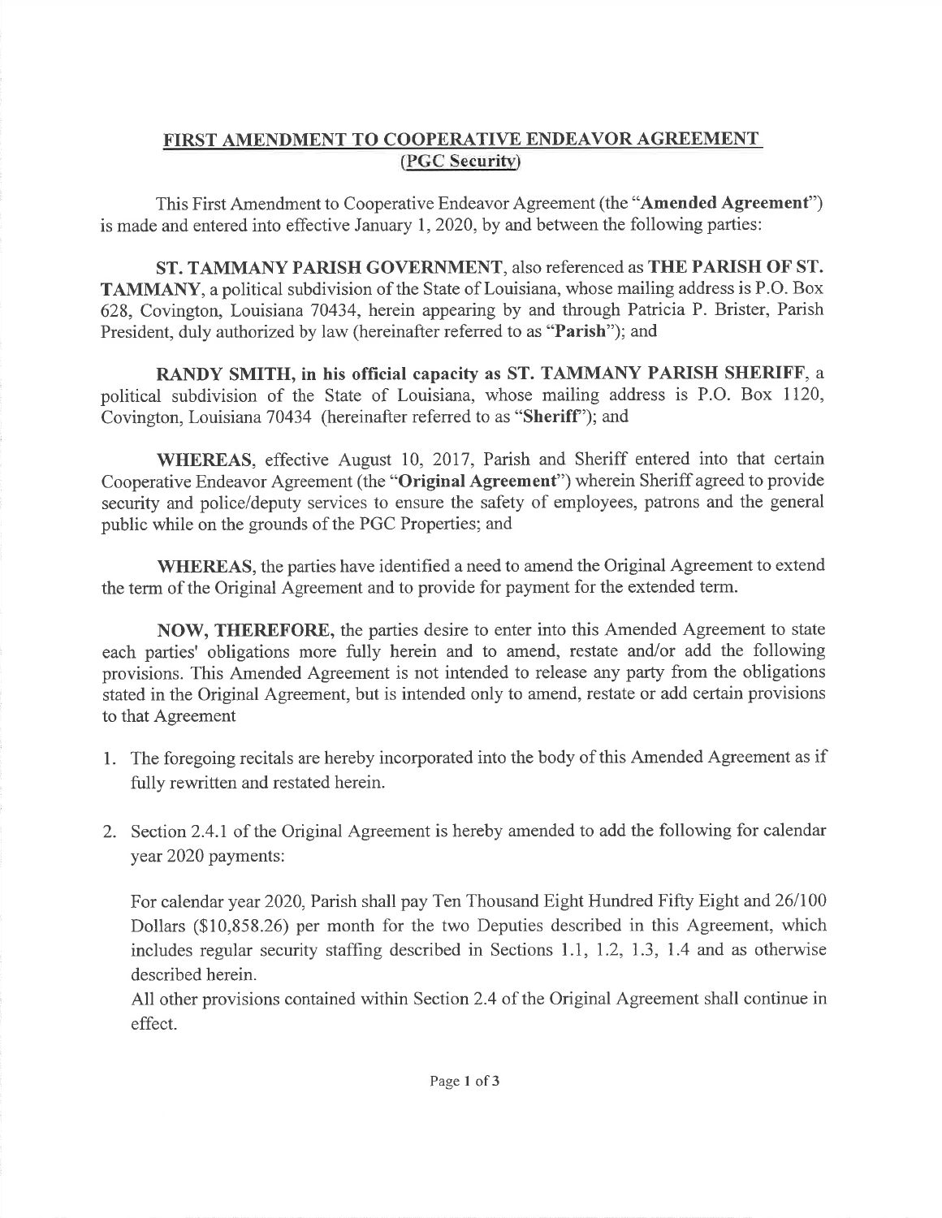# FIRST AMENDMENT TO COOPERATIVE ENDEAVOR AGREEMENT (PGC Security)

This First Amendment to Cooperative Endeavor Agreement (the "**Amended Agreement**") is made and entered into effective January 1, 2020, by and between the following parties:

**ST. TAMMANY PARISH GOVERNMENT**, also referenced as **THE PARISH OF ST. TAMMANY**, a political subdivision of the State of Louisiana, whose mailing address is P.O. Box 628, Covington, Louisiana 70434, herein appearing by and through Patricia P. Brister, Parish President, duly authorized by law (hereinafter referred to as "**Parish**"); and

**RANDY SMITH, in his official capacity as ST. TAMMANY PARISH SHERIFF**, a political subdivision of the State of Louisiana, whose mailing address is P.O. Box 1120, Covington, Louisiana 70434 (hereinafter referred to as "**Sheriff**"); and

**WHEREAS**, effective August 10, 2017, Parish and Sheriff entered into that certain Cooperative Endeavor Agreement (the "**Original Agreement**") wherein Sheriff agreed to provide security and police/deputy services to ensure the safety of employees, patrons and the general public while on the grounds of the PGC Properties; and

**WHEREAS**, the parties have identified a need to amend the Original Agreement to extend the term of the Original Agreement and to provide for payment for the extended term.

**NOW, THEREFORE,** the parties desire to enter into this Amended Agreement to state each parties' obligations more fully herein and to amend, restate and/or add the following provisions. This Amended Agreement is not intended to release any party from the obligations stated in the Original Agreement, but is intended only to amend, restate or add certain provisions to that Agreement

1. The foregoing recitals are hereby incorporated into the body of this Amended Agreement as if fully rewritten and restated herein.

2. Section 2.4.1 of the Original Agreement is hereby amended to add the following for calendar year 2020 payments:

   For calendar year 2020, Parish shall pay Ten Thousand Eight Hundred Fifty Eight and 26/100 Dollars ($10,858.26) per month for the two Deputies described in this Agreement, which includes regular security staffing described in Sections 1.1, 1.2, 1.3, 1.4 and as otherwise described herein.

   All other provisions contained within Section 2.4 of the Original Agreement shall continue in effect.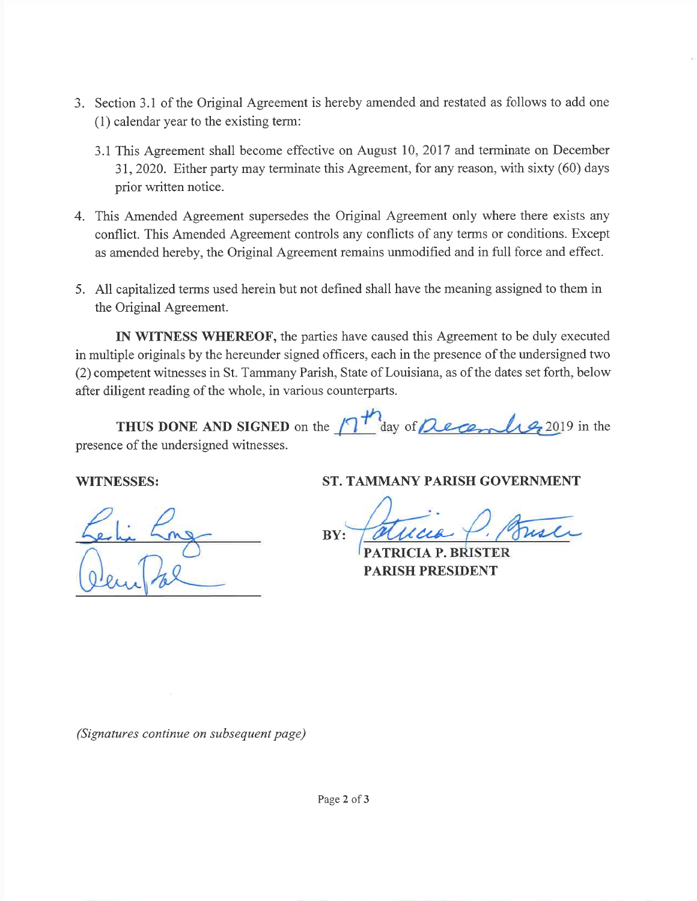3. Section 3.1 of the Original Agreement is hereby amended and restated as follows to add one (1) calendar year to the existing term:

   3.1 This Agreement shall become effective on August 10, 2017 and terminate on December 31, 2020. Either party may terminate this Agreement, for any reason, with sixty (60) days prior written notice.

4. This Amended Agreement supersedes the Original Agreement only where there exists any conflict. This Amended Agreement controls any conflicts of any terms or conditions. Except as amended hereby, the Original Agreement remains unmodified and in full force and effect.

5. All capitalized terms used herein but not defined shall have the meaning assigned to them in the Original Agreement.

**IN WITNESS WHEREOF,** the parties have caused this Agreement to be duly executed in multiple originals by the hereunder signed officers, each in the presence of the undersigned two (2) competent witnesses in St. Tammany Parish, State of Louisiana, as of the dates set forth, below after diligent reading of the whole, in various counterparts.

**THUS DONE AND SIGNED** on the 17th day of December 2019 in the presence of the undersigned witnesses.

**WITNESSES:**

_______________________

_______________________

**ST. TAMMANY PARISH GOVERNMENT**

BY: _______________________
**PATRICIA P. BRISTER**
**PARISH PRESIDENT**

*(Signatures continue on subsequent page)*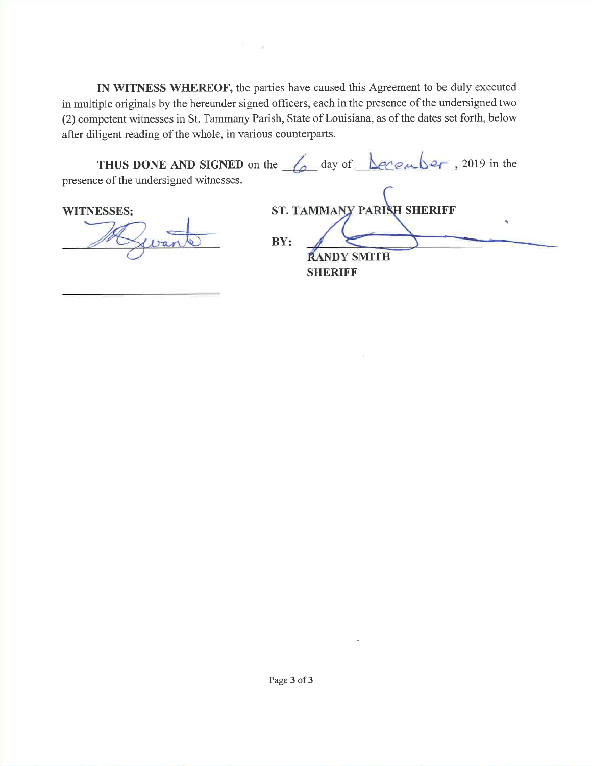**IN WITNESS WHEREOF,** the parties have caused this Agreement to be duly executed in multiple originals by the hereunder signed officers, each in the presence of the undersigned two (2) competent witnesses in St. Tammany Parish, State of Louisiana, as of the dates set forth, below after diligent reading of the whole, in various counterparts.

**THUS DONE AND SIGNED** on the 6 day of December, 2019 in the presence of the undersigned witnesses.

**WITNESSES:**

\_\_\_\_\_\_\_\_\_\_\_\_\_\_\_\_\_\_\_\_\_\_\_\_\_\_\_\_

\_\_\_\_\_\_\_\_\_\_\_\_\_\_\_\_\_\_\_\_\_\_\_\_\_\_\_\_

**ST. TAMMANY PARISH SHERIFF**

**BY:** \_\_\_\_\_\_\_\_\_\_\_\_\_\_\_\_\_\_\_\_\_\_\_\_\_\_\_\_

**RANDY SMITH**
**SHERIFF**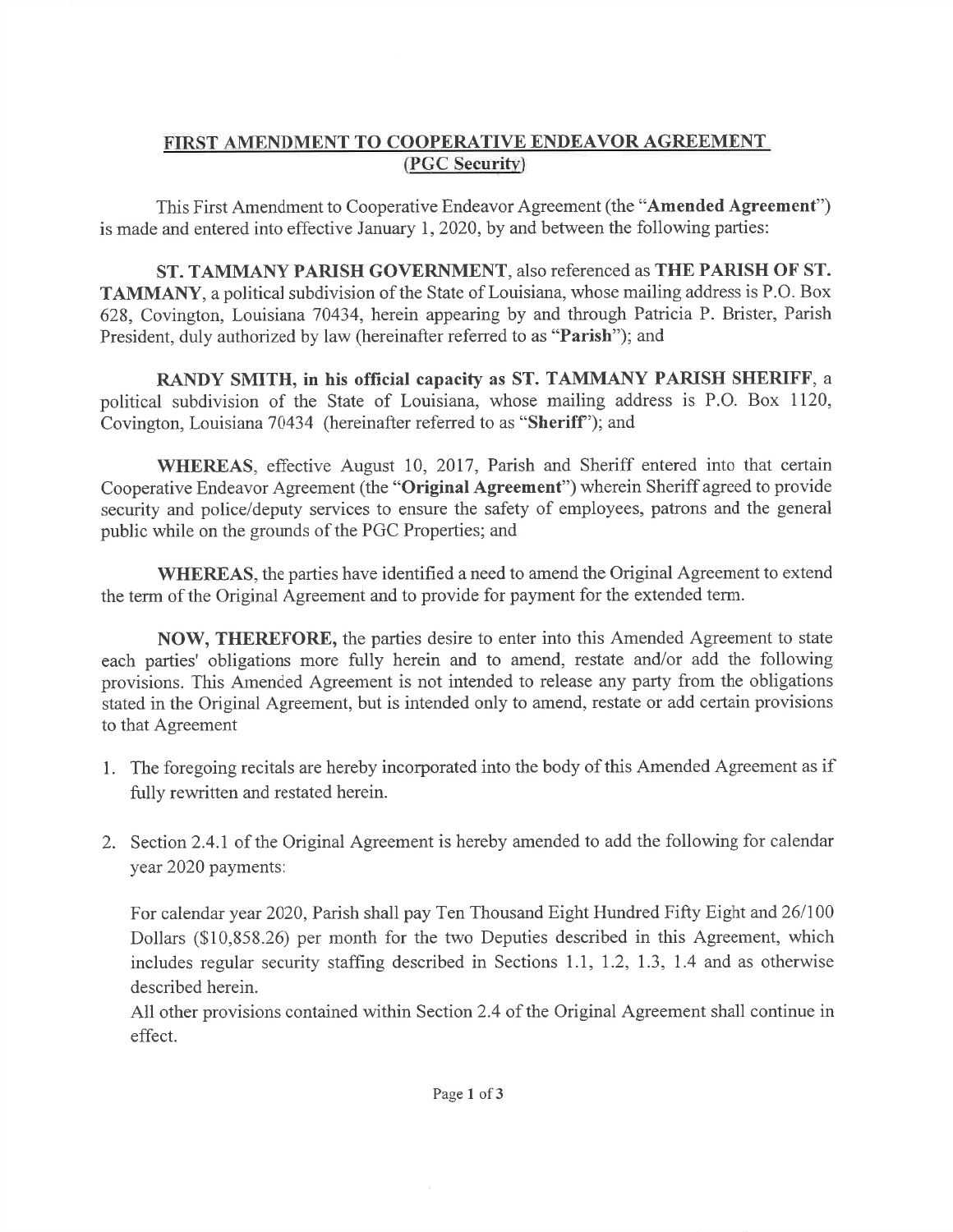# FIRST AMENDMENT TO COOPERATIVE ENDEAVOR AGREEMENT (PGC Security)

This First Amendment to Cooperative Endeavor Agreement (the "**Amended Agreement**") is made and entered into effective January 1, 2020, by and between the following parties:

**ST. TAMMANY PARISH GOVERNMENT**, also referenced as **THE PARISH OF ST. TAMMANY**, a political subdivision of the State of Louisiana, whose mailing address is P.O. Box 628, Covington, Louisiana 70434, herein appearing by and through Patricia P. Brister, Parish President, duly authorized by law (hereinafter referred to as "**Parish**"); and

**RANDY SMITH, in his official capacity as ST. TAMMANY PARISH SHERIFF**, a political subdivision of the State of Louisiana, whose mailing address is P.O. Box 1120, Covington, Louisiana 70434 (hereinafter referred to as "**Sheriff**"); and

**WHEREAS**, effective August 10, 2017, Parish and Sheriff entered into that certain Cooperative Endeavor Agreement (the "**Original Agreement**") wherein Sheriff agreed to provide security and police/deputy services to ensure the safety of employees, patrons and the general public while on the grounds of the PGC Properties; and

**WHEREAS**, the parties have identified a need to amend the Original Agreement to extend the term of the Original Agreement and to provide for payment for the extended term.

**NOW, THEREFORE,** the parties desire to enter into this Amended Agreement to state each parties' obligations more fully herein and to amend, restate and/or add the following provisions. This Amended Agreement is not intended to release any party from the obligations stated in the Original Agreement, but is intended only to amend, restate or add certain provisions to that Agreement

1. The foregoing recitals are hereby incorporated into the body of this Amended Agreement as if fully rewritten and restated herein.

2. Section 2.4.1 of the Original Agreement is hereby amended to add the following for calendar year 2020 payments:

   For calendar year 2020, Parish shall pay Ten Thousand Eight Hundred Fifty Eight and 26/100 Dollars ($10,858.26) per month for the two Deputies described in this Agreement, which includes regular security staffing described in Sections 1.1, 1.2, 1.3, 1.4 and as otherwise described herein.

   All other provisions contained within Section 2.4 of the Original Agreement shall continue in effect.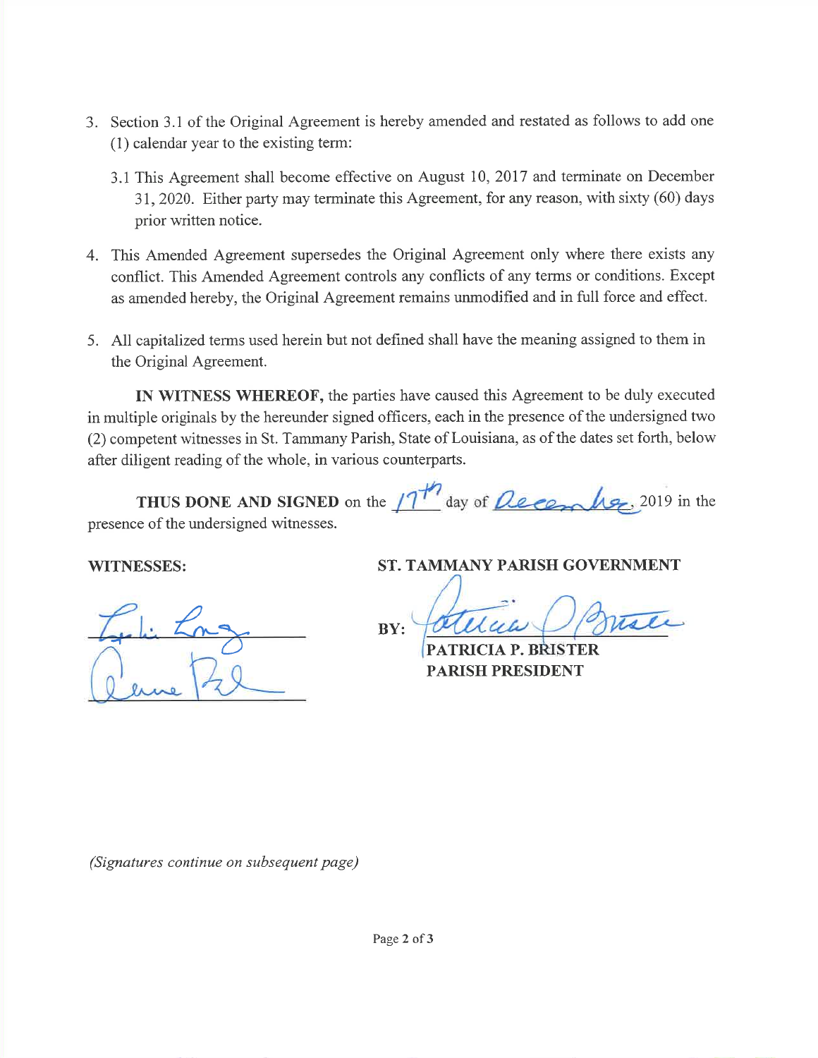3. Section 3.1 of the Original Agreement is hereby amended and restated as follows to add one (1) calendar year to the existing term:

   3.1 This Agreement shall become effective on August 10, 2017 and terminate on December 31, 2020. Either party may terminate this Agreement, for any reason, with sixty (60) days prior written notice.

4. This Amended Agreement supersedes the Original Agreement only where there exists any conflict. This Amended Agreement controls any conflicts of any terms or conditions. Except as amended hereby, the Original Agreement remains unmodified and in full force and effect.

5. All capitalized terms used herein but not defined shall have the meaning assigned to them in the Original Agreement.

**IN WITNESS WHEREOF,** the parties have caused this Agreement to be duly executed in multiple originals by the hereunder signed officers, each in the presence of the undersigned two (2) competent witnesses in St. Tammany Parish, State of Louisiana, as of the dates set forth, below after diligent reading of the whole, in various counterparts.

**THUS DONE AND SIGNED** on the 17th day of December, 2019 in the presence of the undersigned witnesses.

**WITNESSES:**

______________________

______________________

**ST. TAMMANY PARISH GOVERNMENT**

BY: ______________________
**PATRICIA P. BRISTER**
**PARISH PRESIDENT**

*(Signatures continue on subsequent page)*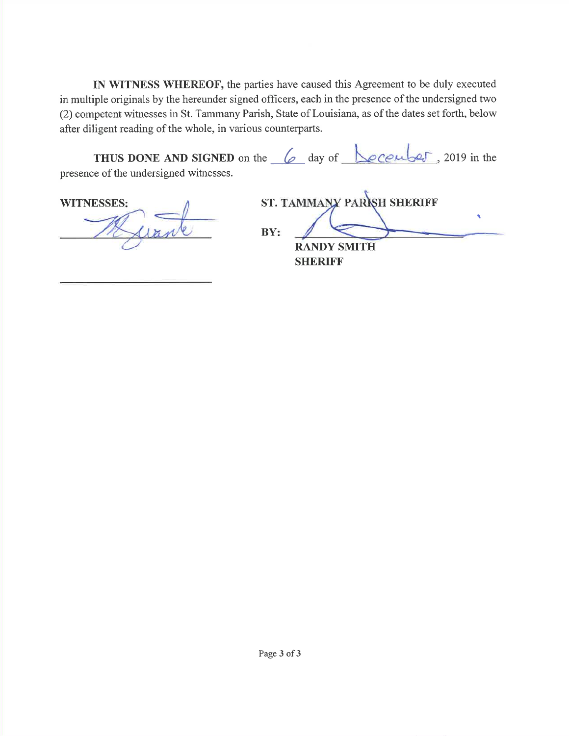**IN WITNESS WHEREOF,** the parties have caused this Agreement to be duly executed in multiple originals by the hereunder signed officers, each in the presence of the undersigned two (2) competent witnesses in St. Tammany Parish, State of Louisiana, as of the dates set forth, below after diligent reading of the whole, in various counterparts.

**THUS DONE AND SIGNED** on the 6 day of December, 2019 in the presence of the undersigned witnesses.

**WITNESSES:**

______________________________

______________________________

**ST. TAMMANY PARISH SHERIFF**

**BY:** ______________________________

**RANDY SMITH**
**SHERIFF**